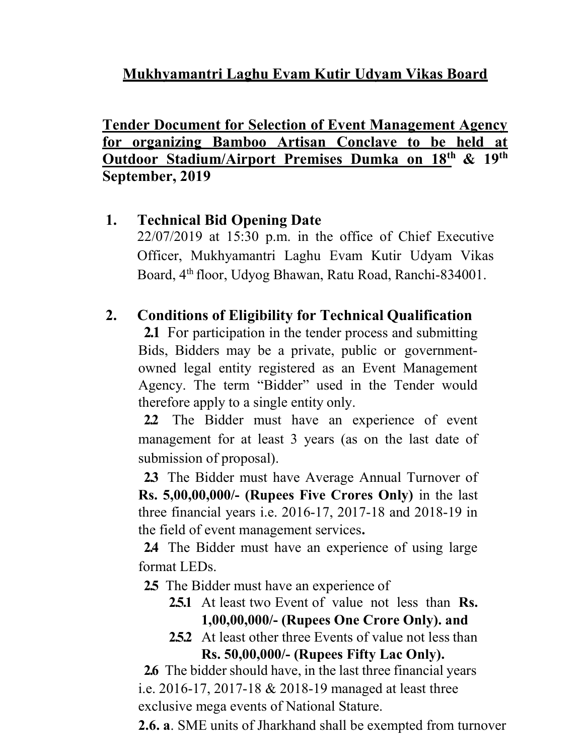# Mukhyamantri Laghu Evam Kutir Udyam Vikas Board

## Tender Document for Selection of Event Management Agency for organizing Bamboo Artisan Conclave to be held at Outdoor Stadium/Airport Premises Dumka on 18th & 19th September, 2019

### 1. Technical Bid Opening Date

22/07/2019 at 15:30 p.m. in the office of Chief Executive Officer, Mukhyamantri Laghu Evam Kutir Udyam Vikas Board, 4th floor, Udyog Bhawan, Ratu Road, Ranchi-834001.

### 2. Conditions of Eligibility for Technical Qualification

**2.1** For participation in the tender process and submitting Bids, Bidders may be a private, public or government-owned legal entity registered as an Event Management Agency. The term "Bidder" used in the Tender would therefore apply to a single entity only.

**2.2** The Bidder must have an experience of event management for at least 3 years (as on the last date of submission of proposal).

**2.3** The Bidder must have Average Annual Turnover of **Rs. 5,00,00,000/- (Rupees Five Crores Only)** in the last three financial years i.e. 2016-17, 2017-18 and 2018-19 in the field of event management services**.**

**2.4** The Bidder must have an experience of using large format LEDs.

**2.5** The Bidder must have an experience of

- **2.5.1** At least two Event of value not less than **Rs. 1,00,00,000/- (Rupees One Crore Only). and**
- **2.5.2** At least other three Events of value not less than **Rs. 50,00,000/- (Rupees Fifty Lac Only).**

**2.6** The bidder should have, in the last three financial years i.e. 2016-17, 2017-18 & 2018-19 managed at least three exclusive mega events of National Stature.

**2.6. a**. SME units of Jharkhand shall be exempted from turnover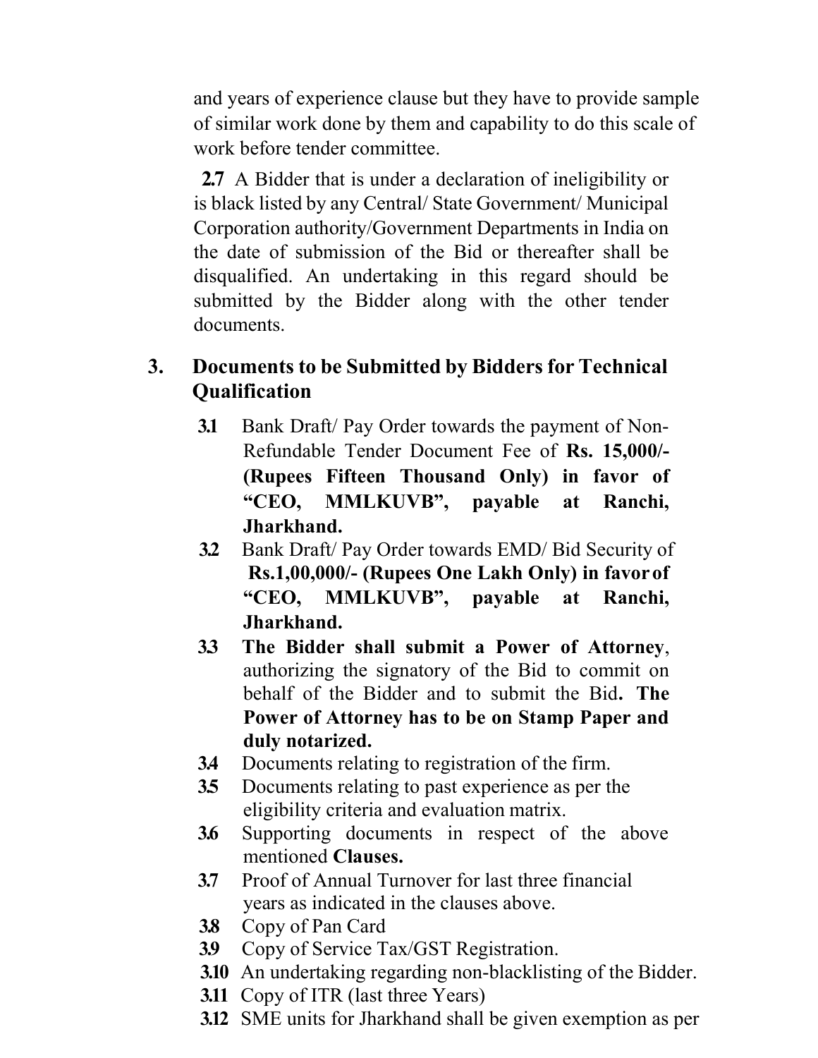and years of experience clause but they have to provide sample of similar work done by them and capability to do this scale of work before tender committee.

**2.7** A Bidder that is under a declaration of ineligibility or is black listed by any Central/ State Government/ Municipal Corporation authority/Government Departments in India on the date of submission of the Bid or thereafter shall be disqualified. An undertaking in this regard should be submitted by the Bidder along with the other tender documents.

## 3. Documents to be Submitted by Bidders for Technical Qualification

**3.1** Bank Draft/ Pay Order towards the payment of Non-Refundable Tender Document Fee of **Rs. 15,000/- (Rupees Fifteen Thousand Only) in favor of "CEO, MMLKUVB", payable at Ranchi, Jharkhand.**

**3.2** Bank Draft/ Pay Order towards EMD/ Bid Security of **Rs.1,00,000/- (Rupees One Lakh Only) in favor of "CEO, MMLKUVB", payable at Ranchi, Jharkhand.**

**3.3** **The Bidder shall submit a Power of Attorney**, authorizing the signatory of the Bid to commit on behalf of the Bidder and to submit the Bid**. The Power of Attorney has to be on Stamp Paper and duly notarized.**

**3.4** Documents relating to registration of the firm.

**3.5** Documents relating to past experience as per the eligibility criteria and evaluation matrix.

**3.6** Supporting documents in respect of the above mentioned **Clauses.**

**3.7** Proof of Annual Turnover for last three financial years as indicated in the clauses above.

**3.8** Copy of Pan Card

**3.9** Copy of Service Tax/GST Registration.

**3.10** An undertaking regarding non-blacklisting of the Bidder.

**3.11** Copy of ITR (last three Years)

**3.12** SME units for Jharkhand shall be given exemption as per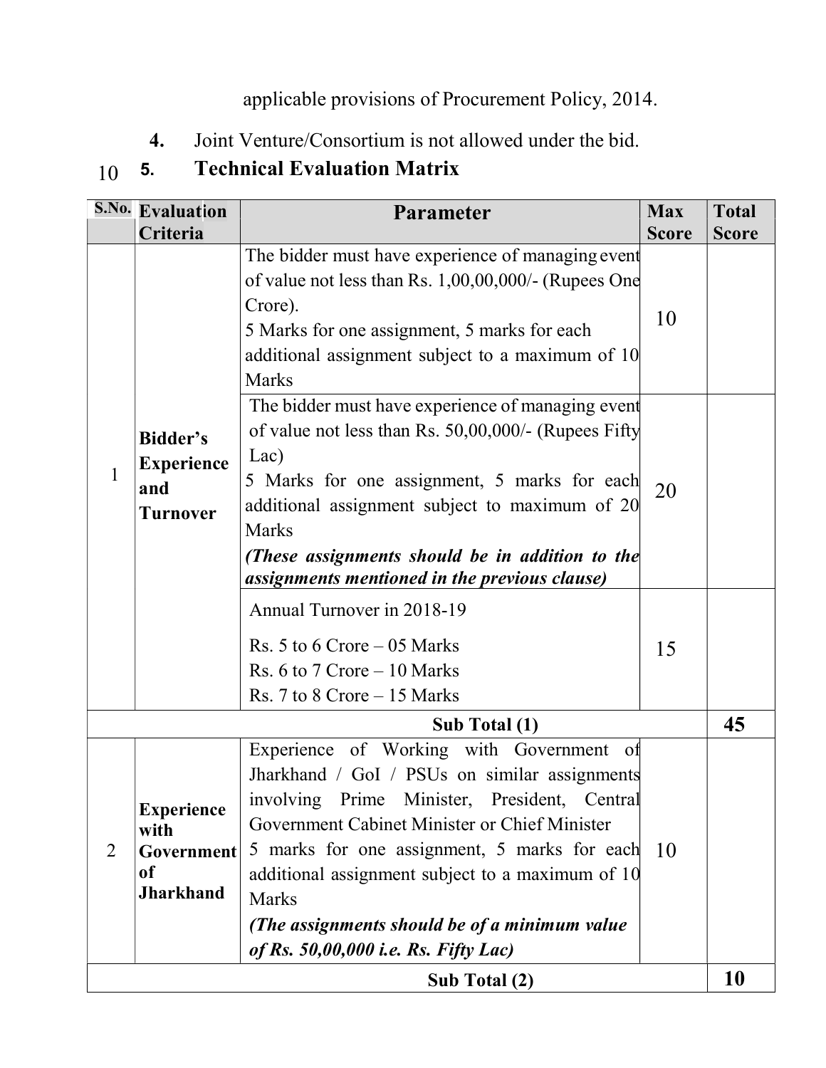applicable provisions of Procurement Policy, 2014.

4. Joint Venture/Consortium is not allowed under the bid.

10 **5. Technical Evaluation Matrix**

| S.No. | Evaluation Criteria | Parameter | Max Score | Total Score |
|---|---|---|---|---|
| 1 | **Bidder's Experience and Turnover** | The bidder must have experience of managing event of value not less than Rs. 1,00,00,000/- (Rupees One Crore).<br>5 Marks for one assignment, 5 marks for each additional assignment subject to a maximum of 10 Marks | 10 | |
| | | The bidder must have experience of managing event of value not less than Rs. 50,00,000/- (Rupees Fifty Lac)<br>5 Marks for one assignment, 5 marks for each additional assignment subject to maximum of 20 Marks<br>***(These assignments should be in addition to the assignments mentioned in the previous clause)*** | 20 | |
| | | Annual Turnover in 2018-19<br>Rs. 5 to 6 Crore – 05 Marks<br>Rs. 6 to 7 Crore – 10 Marks<br>Rs. 7 to 8 Crore – 15 Marks | 15 | |
| | | **Sub Total (1)** | | **45** |
| 2 | **Experience with Government of Jharkhand** | Experience of Working with Government of Jharkhand / GoI / PSUs on similar assignments involving Prime Minister, President, Central Government Cabinet Minister or Chief Minister<br>5 marks for one assignment, 5 marks for each additional assignment subject to a maximum of 10 Marks<br>***(The assignments should be of a minimum value of Rs. 50,00,000 i.e. Rs. Fifty Lac)*** | 10 | |
| | | **Sub Total (2)** | | **10** |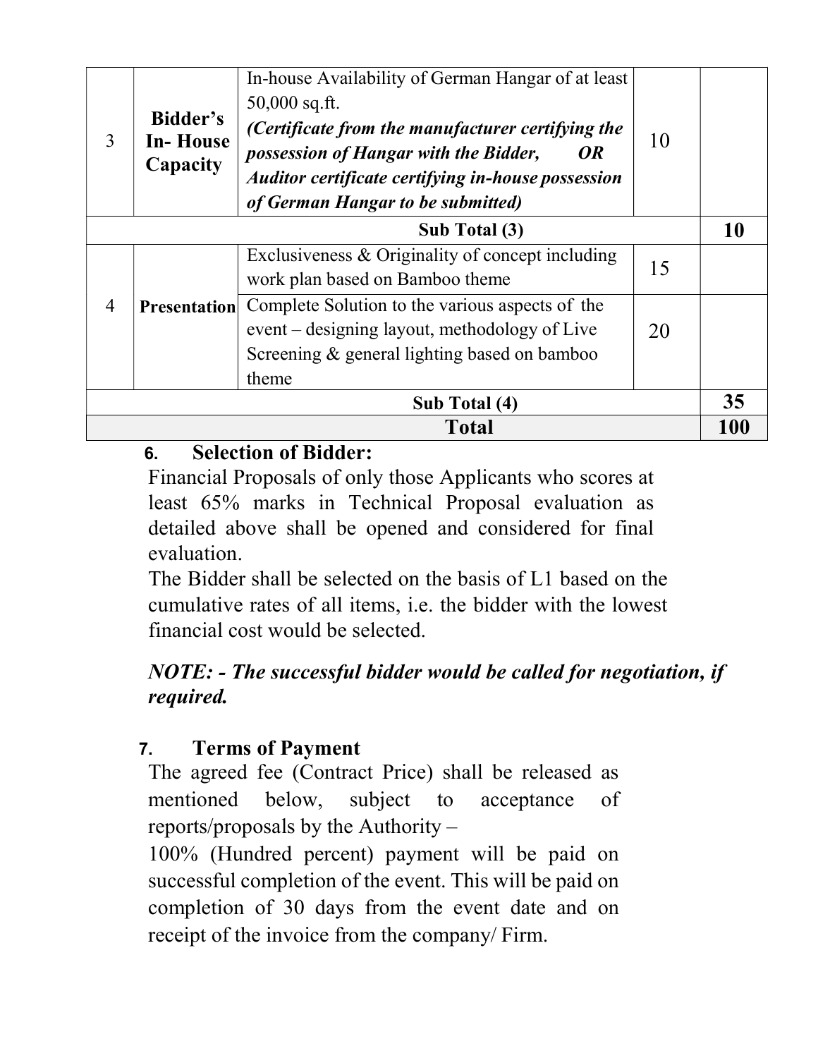| | | | | |
|---|---|---|---|---|
| 3 | **Bidder's In- House Capacity** | In-house Availability of German Hangar of at least 50,000 sq.ft. ***(Certificate from the manufacturer certifying the possession of Hangar with the Bidder, OR Auditor certificate certifying in-house possession of German Hangar to be submitted)*** | 10 | |
| | | **Sub Total (3)** | | **10** |
| 4 | **Presentation** | Exclusiveness & Originality of concept including work plan based on Bamboo theme | 15 | |
| | | Complete Solution to the various aspects of the event – designing layout, methodology of Live Screening & general lighting based on bamboo theme | 20 | |
| | | **Sub Total (4)** | | **35** |
| | | **Total** | | **100** |

## 6. Selection of Bidder:

Financial Proposals of only those Applicants who scores at least 65% marks in Technical Proposal evaluation as detailed above shall be opened and considered for final evaluation.

The Bidder shall be selected on the basis of L1 based on the cumulative rates of all items, i.e. the bidder with the lowest financial cost would be selected.

***NOTE: - The successful bidder would be called for negotiation, if required.***

## 7. Terms of Payment

The agreed fee (Contract Price) shall be released as mentioned below, subject to acceptance of reports/proposals by the Authority –

100% (Hundred percent) payment will be paid on successful completion of the event. This will be paid on completion of 30 days from the event date and on receipt of the invoice from the company/ Firm.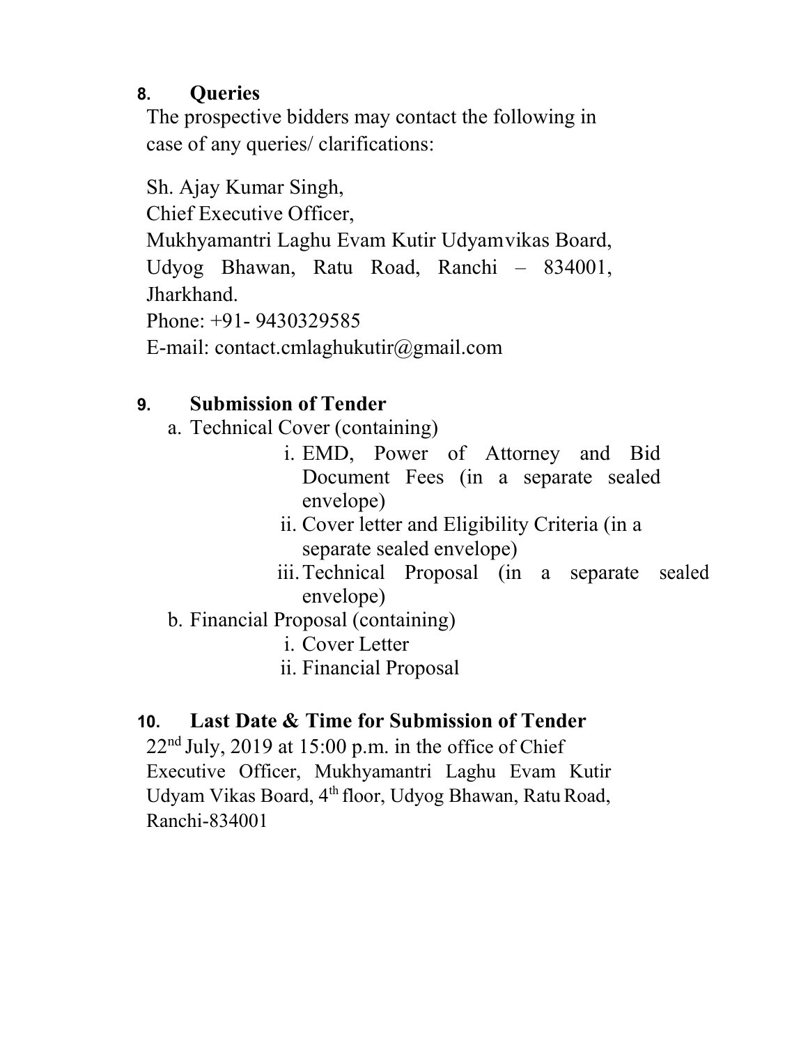## 8. Queries

The prospective bidders may contact the following in case of any queries/ clarifications:

Sh. Ajay Kumar Singh,
Chief Executive Officer,
Mukhyamantri Laghu Evam Kutir Udyamvikas Board,
Udyog Bhawan, Ratu Road, Ranchi – 834001, Jharkhand.
Phone: +91- 9430329585
E-mail: contact.cmlaghukutir@gmail.com

## 9. Submission of Tender

a. Technical Cover (containing)
   i. EMD, Power of Attorney and Bid Document Fees (in a separate sealed envelope)
   ii. Cover letter and Eligibility Criteria (in a separate sealed envelope)
   iii. Technical Proposal (in a separate sealed envelope)
b. Financial Proposal (containing)
   i. Cover Letter
   ii. Financial Proposal

## 10. Last Date & Time for Submission of Tender

22nd July, 2019 at 15:00 p.m. in the office of Chief Executive Officer, Mukhyamantri Laghu Evam Kutir Udyam Vikas Board, 4th floor, Udyog Bhawan, Ratu Road, Ranchi-834001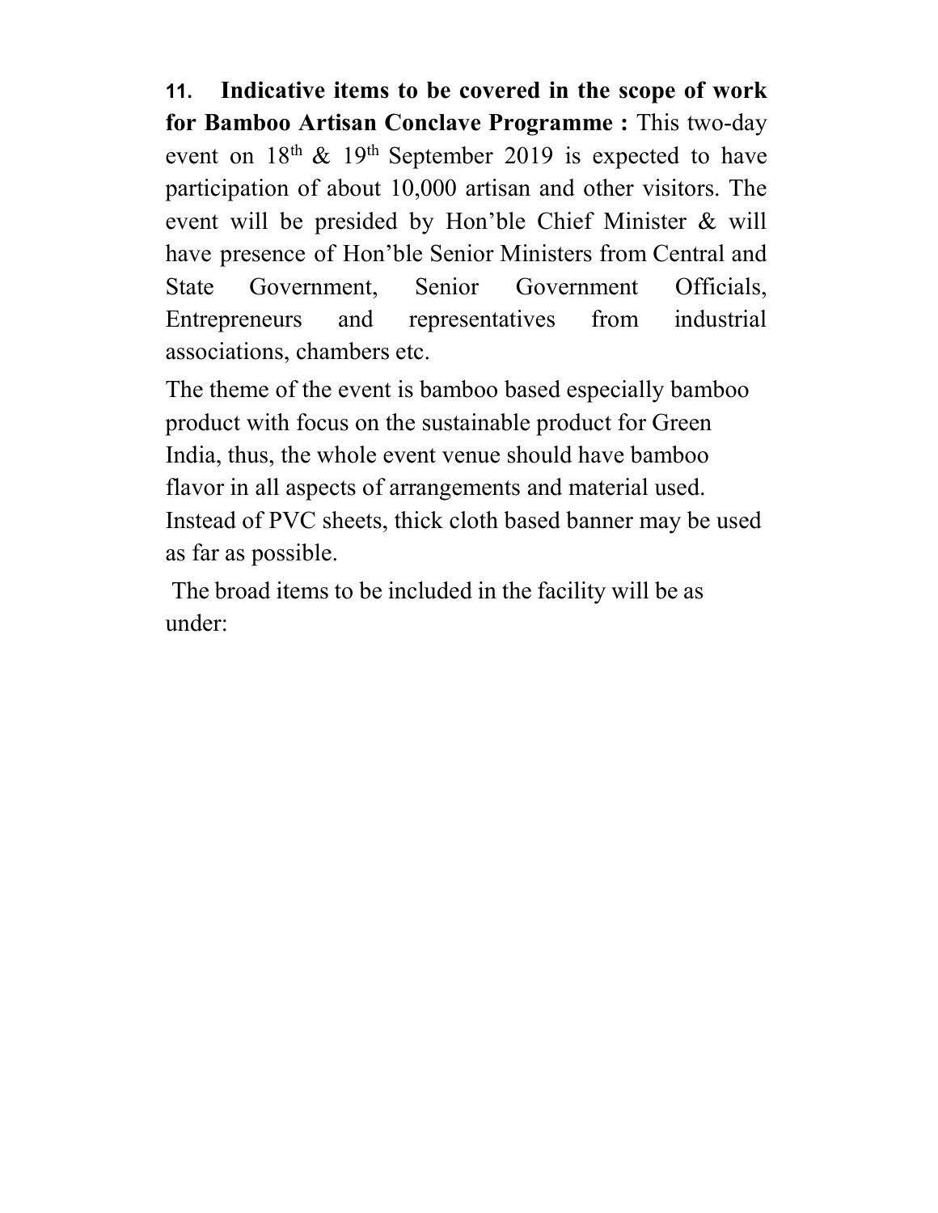**11. Indicative items to be covered in the scope of work for Bamboo Artisan Conclave Programme :** This two-day event on 18th & 19th September 2019 is expected to have participation of about 10,000 artisan and other visitors. The event will be presided by Hon'ble Chief Minister & will have presence of Hon'ble Senior Ministers from Central and State Government, Senior Government Officials, Entrepreneurs and representatives from industrial associations, chambers etc.

The theme of the event is bamboo based especially bamboo product with focus on the sustainable product for Green India, thus, the whole event venue should have bamboo flavor in all aspects of arrangements and material used. Instead of PVC sheets, thick cloth based banner may be used as far as possible.

The broad items to be included in the facility will be as under: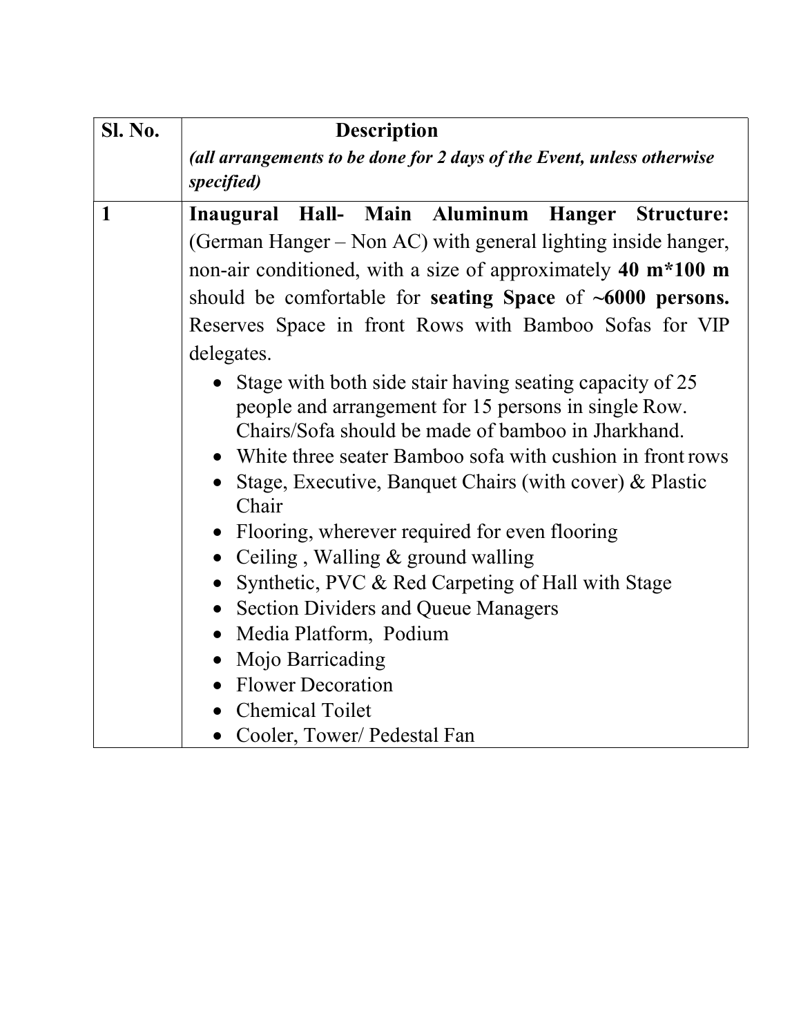| Sl. No. | Description<br>*(all arrangements to be done for 2 days of the Event, unless otherwise specified)* |
|---|---|
| 1 | **Inaugural Hall- Main Aluminum Hanger Structure:** (German Hanger – Non AC) with general lighting inside hanger, non-air conditioned, with a size of approximately **40 m*100 m** should be comfortable for **seating Space** of **~6000 persons.** Reserves Space in front Rows with Bamboo Sofas for VIP delegates.<br>• Stage with both side stair having seating capacity of 25 people and arrangement for 15 persons in single Row. Chairs/Sofa should be made of bamboo in Jharkhand.<br>• White three seater Bamboo sofa with cushion in front rows<br>• Stage, Executive, Banquet Chairs (with cover) & Plastic Chair<br>• Flooring, wherever required for even flooring<br>• Ceiling , Walling & ground walling<br>• Synthetic, PVC & Red Carpeting of Hall with Stage<br>• Section Dividers and Queue Managers<br>• Media Platform, Podium<br>• Mojo Barricading<br>• Flower Decoration<br>• Chemical Toilet<br>• Cooler, Tower/ Pedestal Fan |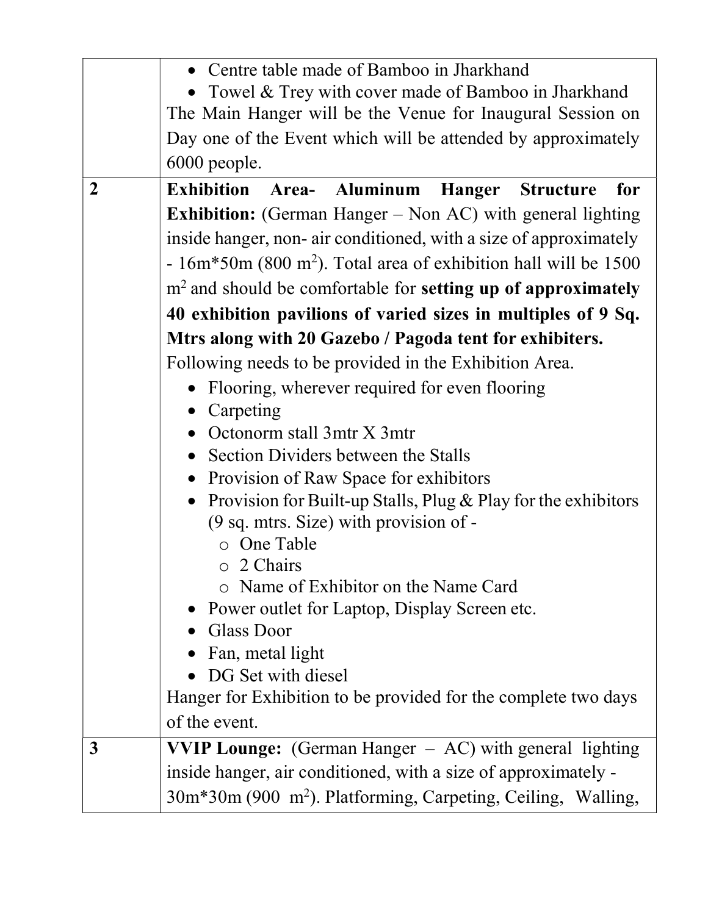| | |
|---|---|
| | • Centre table made of Bamboo in Jharkhand<br>• Towel & Trey with cover made of Bamboo in Jharkhand<br>The Main Hanger will be the Venue for Inaugural Session on Day one of the Event which will be attended by approximately 6000 people. |
| **2** | **Exhibition Area- Aluminum Hanger Structure for Exhibition:** (German Hanger – Non AC) with general lighting inside hanger, non- air conditioned, with a size of approximately - 16m*50m (800 $m^2$). Total area of exhibition hall will be 1500 $m^2$ and should be comfortable for **setting up of approximately 40 exhibition pavilions of varied sizes in multiples of 9 Sq. Mtrs along with 20 Gazebo / Pagoda tent for exhibiters.**<br>Following needs to be provided in the Exhibition Area.<br>• Flooring, wherever required for even flooring<br>• Carpeting<br>• Octonorm stall 3mtr X 3mtr<br>• Section Dividers between the Stalls<br>• Provision of Raw Space for exhibitors<br>• Provision for Built-up Stalls, Plug & Play for the exhibitors (9 sq. mtrs. Size) with provision of -<br>&nbsp;&nbsp;&nbsp;&nbsp;○ One Table<br>&nbsp;&nbsp;&nbsp;&nbsp;○ 2 Chairs<br>&nbsp;&nbsp;&nbsp;&nbsp;○ Name of Exhibitor on the Name Card<br>• Power outlet for Laptop, Display Screen etc.<br>• Glass Door<br>• Fan, metal light<br>• DG Set with diesel<br>Hanger for Exhibition to be provided for the complete two days of the event. |
| **3** | **VVIP Lounge:** (German Hanger – AC) with general lighting inside hanger, air conditioned, with a size of approximately - 30m*30m (900 $m^2$). Platforming, Carpeting, Ceiling, Walling, |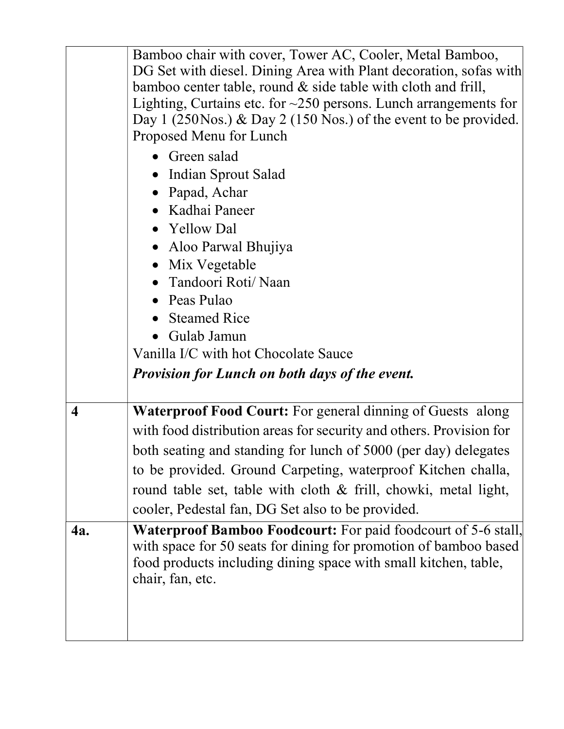| | |
|---|---|
| | Bamboo chair with cover, Tower AC, Cooler, Metal Bamboo, DG Set with diesel. Dining Area with Plant decoration, sofas with bamboo center table, round & side table with cloth and frill, Lighting, Curtains etc. for ~250 persons. Lunch arrangements for Day 1 (250Nos.) & Day 2 (150 Nos.) of the event to be provided. Proposed Menu for Lunch<br>• Green salad<br>• Indian Sprout Salad<br>• Papad, Achar<br>• Kadhai Paneer<br>• Yellow Dal<br>• Aloo Parwal Bhujiya<br>• Mix Vegetable<br>• Tandoori Roti/ Naan<br>• Peas Pulao<br>• Steamed Rice<br>• Gulab Jamun<br>Vanilla I/C with hot Chocolate Sauce<br>***Provision for Lunch on both days of the event.*** |
| **4** | **Waterproof Food Court:** For general dinning of Guests along with food distribution areas for security and others. Provision for both seating and standing for lunch of 5000 (per day) delegates to be provided. Ground Carpeting, waterproof Kitchen challa, round table set, table with cloth & frill, chowki, metal light, cooler, Pedestal fan, DG Set also to be provided. |
| **4a.** | **Waterproof Bamboo Foodcourt:** For paid foodcourt of 5-6 stall, with space for 50 seats for dining for promotion of bamboo based food products including dining space with small kitchen, table, chair, fan, etc. |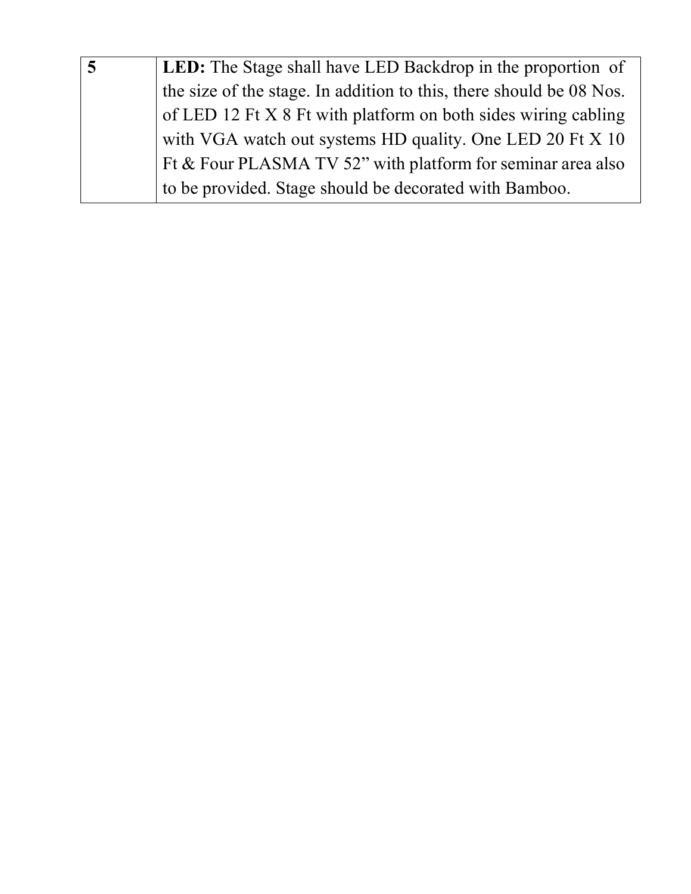| | |
|---|---|
| **5** | **LED:** The Stage shall have LED Backdrop in the proportion of the size of the stage. In addition to this, there should be 08 Nos. of LED 12 Ft X 8 Ft with platform on both sides wiring cabling with VGA watch out systems HD quality. One LED 20 Ft X 10 Ft & Four PLASMA TV 52" with platform for seminar area also to be provided. Stage should be decorated with Bamboo. |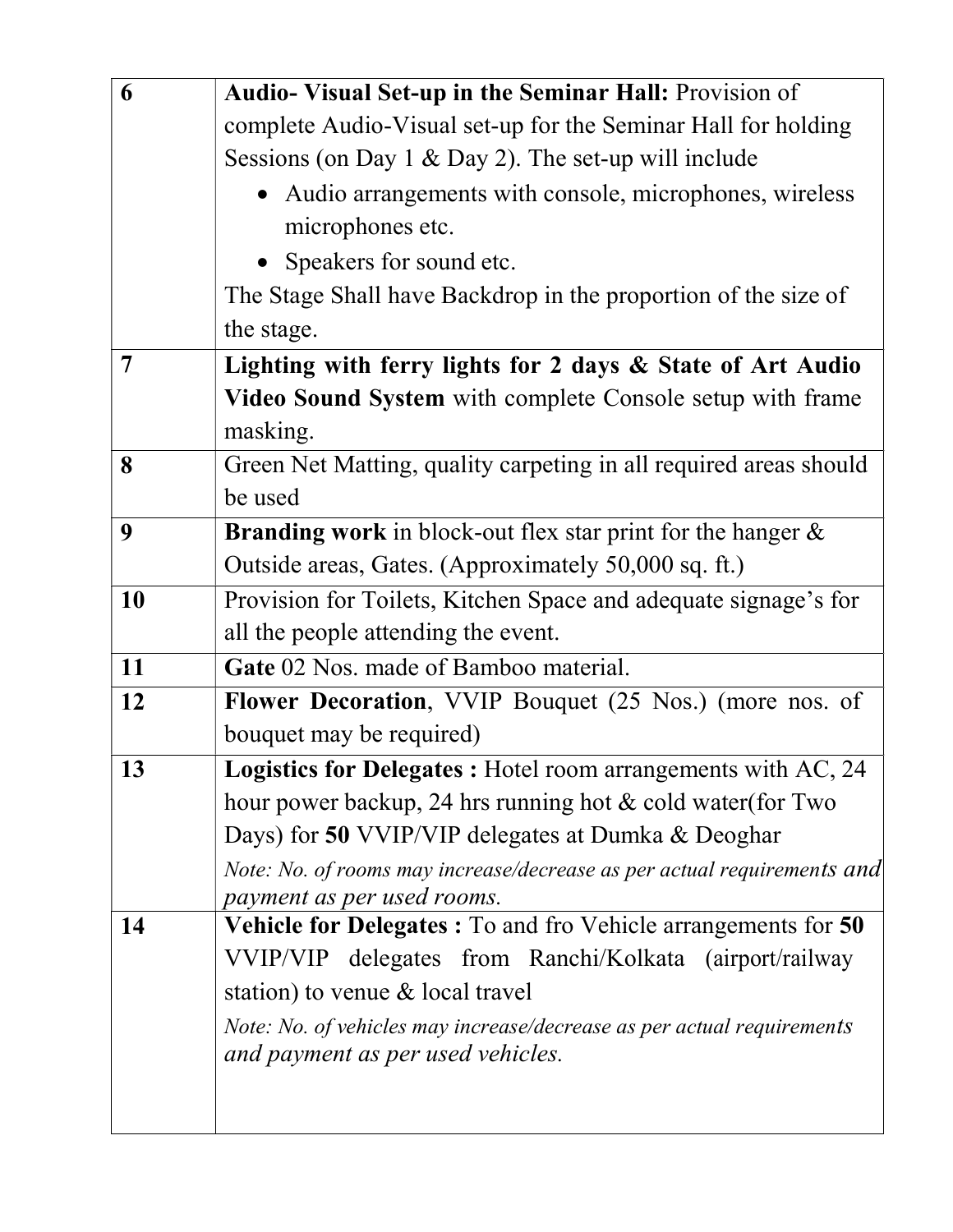| | |
|---|---|
| 6 | **Audio- Visual Set-up in the Seminar Hall:** Provision of complete Audio-Visual set-up for the Seminar Hall for holding Sessions (on Day 1 & Day 2). The set-up will include<br>• Audio arrangements with console, microphones, wireless microphones etc.<br>• Speakers for sound etc.<br>The Stage Shall have Backdrop in the proportion of the size of the stage. |
| 7 | **Lighting with ferry lights for 2 days & State of Art Audio Video Sound System** with complete Console setup with frame masking. |
| 8 | Green Net Matting, quality carpeting in all required areas should be used |
| 9 | **Branding work** in block-out flex star print for the hanger & Outside areas, Gates. (Approximately 50,000 sq. ft.) |
| 10 | Provision for Toilets, Kitchen Space and adequate signage's for all the people attending the event. |
| 11 | **Gate** 02 Nos. made of Bamboo material. |
| 12 | **Flower Decoration**, VVIP Bouquet (25 Nos.) (more nos. of bouquet may be required) |
| 13 | **Logistics for Delegates :** Hotel room arrangements with AC, 24 hour power backup, 24 hrs running hot & cold water(for Two Days) for **50** VVIP/VIP delegates at Dumka & Deoghar<br>*Note: No. of rooms may increase/decrease as per actual requirements and payment as per used rooms.* |
| 14 | **Vehicle for Delegates :** To and fro Vehicle arrangements for **50** VVIP/VIP delegates from Ranchi/Kolkata (airport/railway station) to venue & local travel<br>*Note: No. of vehicles may increase/decrease as per actual requirements and payment as per used vehicles.* |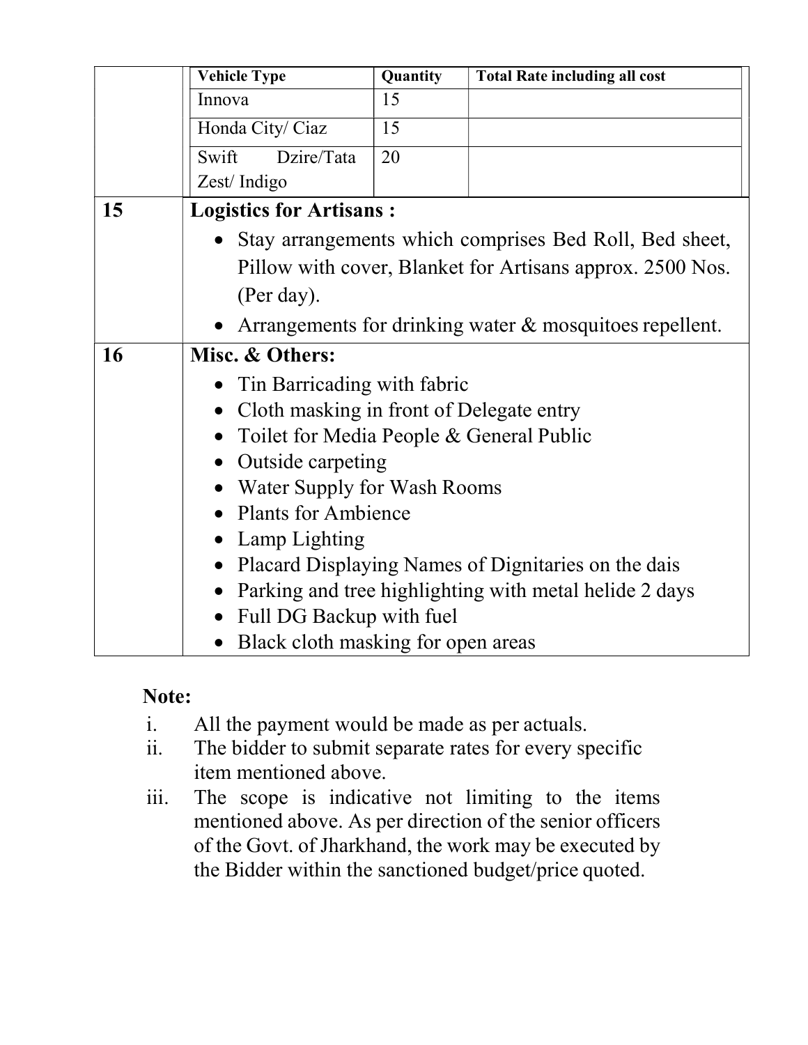| | Vehicle Type | Quantity | Total Rate including all cost |
|---|---|---|---|
| | Innova | 15 | |
| | Honda City/ Ciaz | 15 | |
| | Swift Dzire/Tata Zest/ Indigo | 20 | |

| | |
|---|---|
| **15** | **Logistics for Artisans :**<br>• Stay arrangements which comprises Bed Roll, Bed sheet, Pillow with cover, Blanket for Artisans approx. 2500 Nos. (Per day).<br>• Arrangements for drinking water & mosquitoes repellent. |
| **16** | **Misc. & Others:**<br>• Tin Barricading with fabric<br>• Cloth masking in front of Delegate entry<br>• Toilet for Media People & General Public<br>• Outside carpeting<br>• Water Supply for Wash Rooms<br>• Plants for Ambience<br>• Lamp Lighting<br>• Placard Displaying Names of Dignitaries on the dais<br>• Parking and tree highlighting with metal helide 2 days<br>• Full DG Backup with fuel<br>• Black cloth masking for open areas |

**Note:**

i. All the payment would be made as per actuals.

ii. The bidder to submit separate rates for every specific item mentioned above.

iii. The scope is indicative not limiting to the items mentioned above. As per direction of the senior officers of the Govt. of Jharkhand, the work may be executed by the Bidder within the sanctioned budget/price quoted.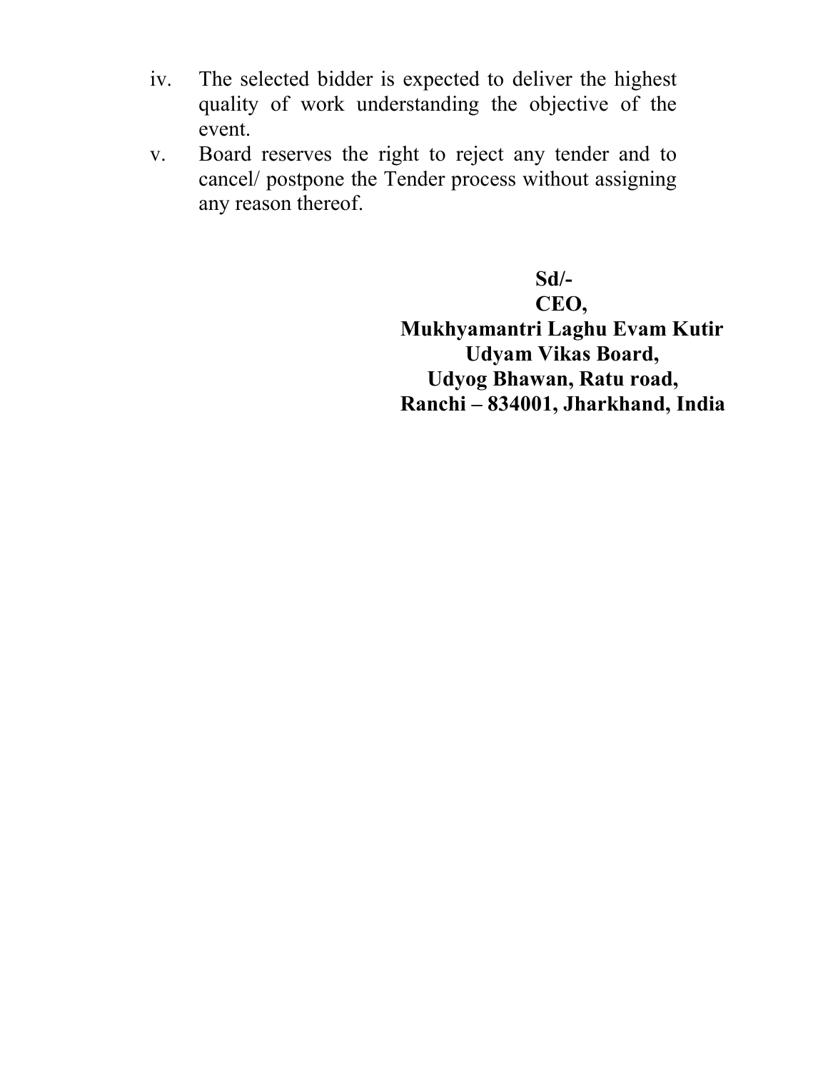iv. The selected bidder is expected to deliver the highest quality of work understanding the objective of the event.

v. Board reserves the right to reject any tender and to cancel/ postpone the Tender process without assigning any reason thereof.

**Sd/-**
**CEO,**
**Mukhyamantri Laghu Evam Kutir Udyam Vikas Board,**
**Udyog Bhawan, Ratu road,**
**Ranchi – 834001, Jharkhand, India**